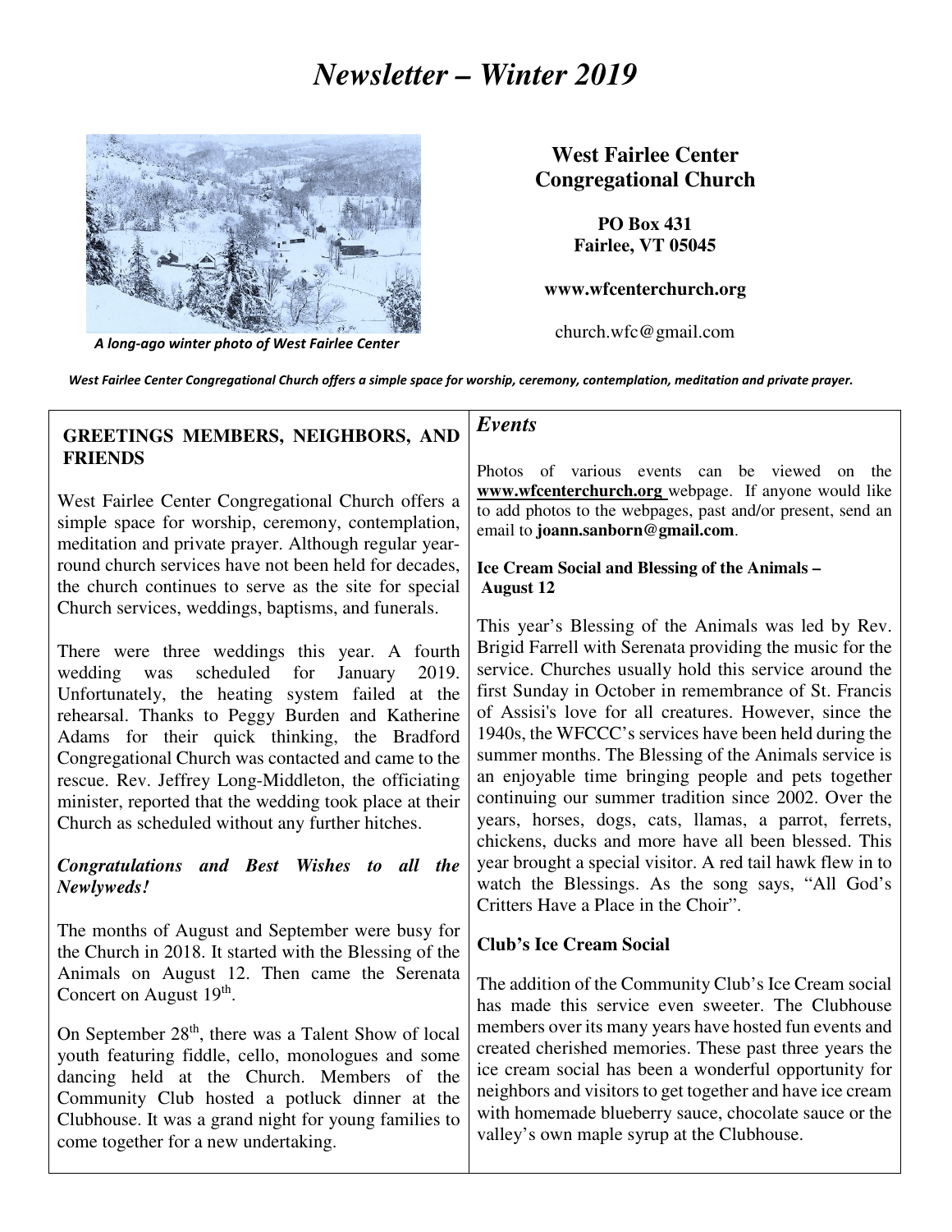# *Newsletter – Winter 2019*

*A long-ago winter photo of West Fairlee Center*

**West Fairlee Center Congregational Church**

**PO Box 431**
**Fairlee, VT 05045**

**www.wfcenterchurch.org**

church.wfc@gmail.com

*West Fairlee Center Congregational Church offers a simple space for worship, ceremony, contemplation, meditation and private prayer.*

## GREETINGS MEMBERS, NEIGHBORS, AND FRIENDS

West Fairlee Center Congregational Church offers a simple space for worship, ceremony, contemplation, meditation and private prayer. Although regular year-round church services have not been held for decades, the church continues to serve as the site for special Church services, weddings, baptisms, and funerals.

There were three weddings this year. A fourth wedding was scheduled for January 2019. Unfortunately, the heating system failed at the rehearsal. Thanks to Peggy Burden and Katherine Adams for their quick thinking, the Bradford Congregational Church was contacted and came to the rescue. Rev. Jeffrey Long-Middleton, the officiating minister, reported that the wedding took place at their Church as scheduled without any further hitches.

***Congratulations and Best Wishes to all the Newlyweds!***

The months of August and September were busy for the Church in 2018. It started with the Blessing of the Animals on August 12. Then came the Serenata Concert on August 19th.

On September 28th, there was a Talent Show of local youth featuring fiddle, cello, monologues and some dancing held at the Church. Members of the Community Club hosted a potluck dinner at the Clubhouse. It was a grand night for young families to come together for a new undertaking.

## *Events*

Photos of various events can be viewed on the **www.wfcenterchurch.org** webpage. If anyone would like to add photos to the webpages, past and/or present, send an email to **joann.sanborn@gmail.com**.

### Ice Cream Social and Blessing of the Animals – August 12

This year's Blessing of the Animals was led by Rev. Brigid Farrell with Serenata providing the music for the service. Churches usually hold this service around the first Sunday in October in remembrance of St. Francis of Assisi's love for all creatures. However, since the 1940s, the WFCCC's services have been held during the summer months. The Blessing of the Animals service is an enjoyable time bringing people and pets together continuing our summer tradition since 2002. Over the years, horses, dogs, cats, llamas, a parrot, ferrets, chickens, ducks and more have all been blessed. This year brought a special visitor. A red tail hawk flew in to watch the Blessings. As the song says, "All God's Critters Have a Place in the Choir".

### Club's Ice Cream Social

The addition of the Community Club's Ice Cream social has made this service even sweeter. The Clubhouse members over its many years have hosted fun events and created cherished memories. These past three years the ice cream social has been a wonderful opportunity for neighbors and visitors to get together and have ice cream with homemade blueberry sauce, chocolate sauce or the valley's own maple syrup at the Clubhouse.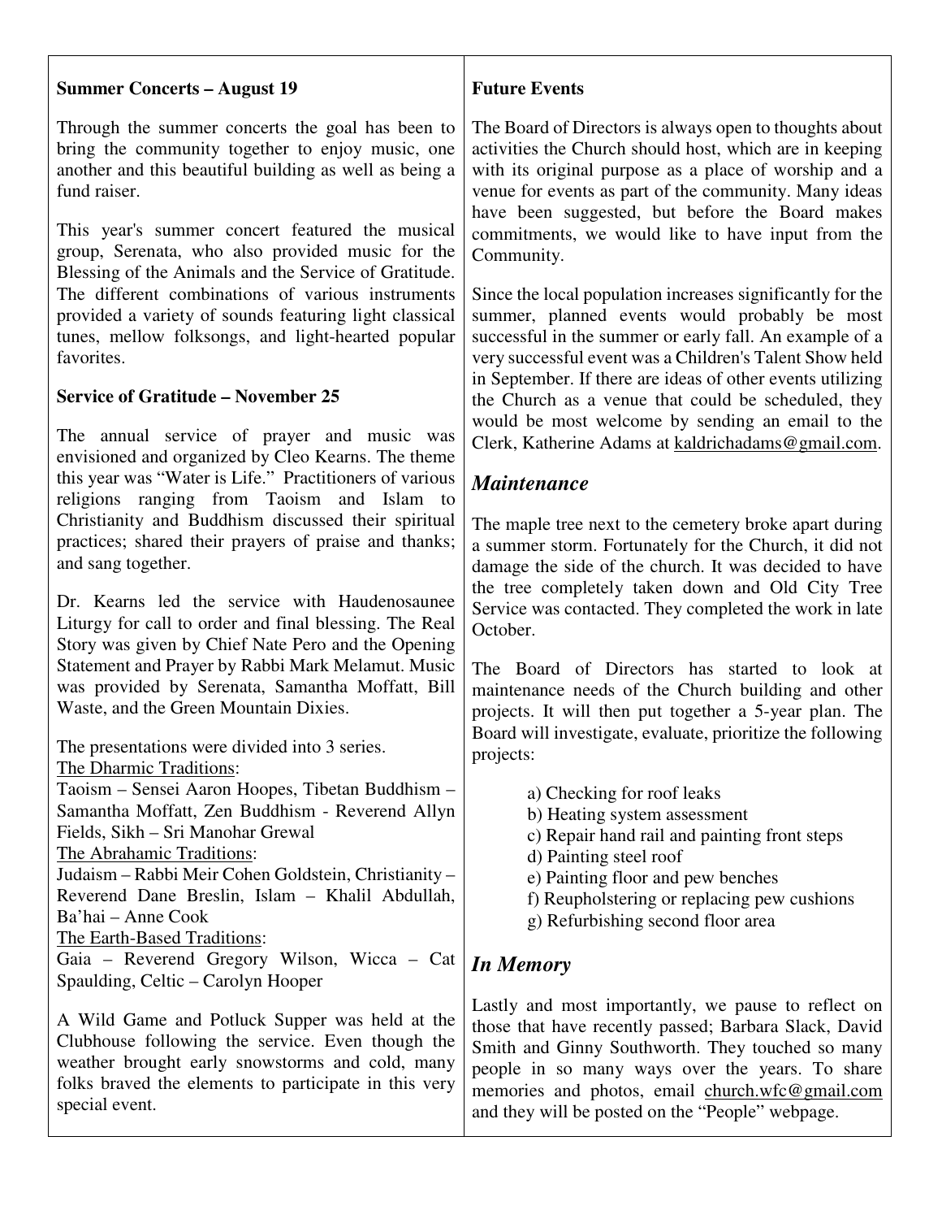**Summer Concerts – August 19**

Through the summer concerts the goal has been to bring the community together to enjoy music, one another and this beautiful building as well as being a fund raiser.

This year's summer concert featured the musical group, Serenata, who also provided music for the Blessing of the Animals and the Service of Gratitude. The different combinations of various instruments provided a variety of sounds featuring light classical tunes, mellow folksongs, and light-hearted popular favorites.

**Service of Gratitude – November 25**

The annual service of prayer and music was envisioned and organized by Cleo Kearns. The theme this year was "Water is Life." Practitioners of various religions ranging from Taoism and Islam to Christianity and Buddhism discussed their spiritual practices; shared their prayers of praise and thanks; and sang together.

Dr. Kearns led the service with Haudenosaunee Liturgy for call to order and final blessing. The Real Story was given by Chief Nate Pero and the Opening Statement and Prayer by Rabbi Mark Melamut. Music was provided by Serenata, Samantha Moffatt, Bill Waste, and the Green Mountain Dixies.

The presentations were divided into 3 series.

<u>The Dharmic Traditions</u>:
Taoism – Sensei Aaron Hoopes, Tibetan Buddhism – Samantha Moffatt, Zen Buddhism - Reverend Allyn Fields, Sikh – Sri Manohar Grewal

<u>The Abrahamic Traditions</u>:
Judaism – Rabbi Meir Cohen Goldstein, Christianity – Reverend Dane Breslin, Islam – Khalil Abdullah, Ba'hai – Anne Cook

<u>The Earth-Based Traditions</u>:
Gaia – Reverend Gregory Wilson, Wicca – Cat Spaulding, Celtic – Carolyn Hooper

A Wild Game and Potluck Supper was held at the Clubhouse following the service. Even though the weather brought early snowstorms and cold, many folks braved the elements to participate in this very special event.

**Future Events**

The Board of Directors is always open to thoughts about activities the Church should host, which are in keeping with its original purpose as a place of worship and a venue for events as part of the community. Many ideas have been suggested, but before the Board makes commitments, we would like to have input from the Community.

Since the local population increases significantly for the summer, planned events would probably be most successful in the summer or early fall. An example of a very successful event was a Children's Talent Show held in September. If there are ideas of other events utilizing the Church as a venue that could be scheduled, they would be most welcome by sending an email to the Clerk, Katherine Adams at kaldrichadams@gmail.com.

## *Maintenance*

The maple tree next to the cemetery broke apart during a summer storm. Fortunately for the Church, it did not damage the side of the church. It was decided to have the tree completely taken down and Old City Tree Service was contacted. They completed the work in late October.

The Board of Directors has started to look at maintenance needs of the Church building and other projects. It will then put together a 5-year plan. The Board will investigate, evaluate, prioritize the following projects:

a) Checking for roof leaks
b) Heating system assessment
c) Repair hand rail and painting front steps
d) Painting steel roof
e) Painting floor and pew benches
f) Reupholstering or replacing pew cushions
g) Refurbishing second floor area

## *In Memory*

Lastly and most importantly, we pause to reflect on those that have recently passed; Barbara Slack, David Smith and Ginny Southworth. They touched so many people in so many ways over the years. To share memories and photos, email church.wfc@gmail.com and they will be posted on the "People" webpage.